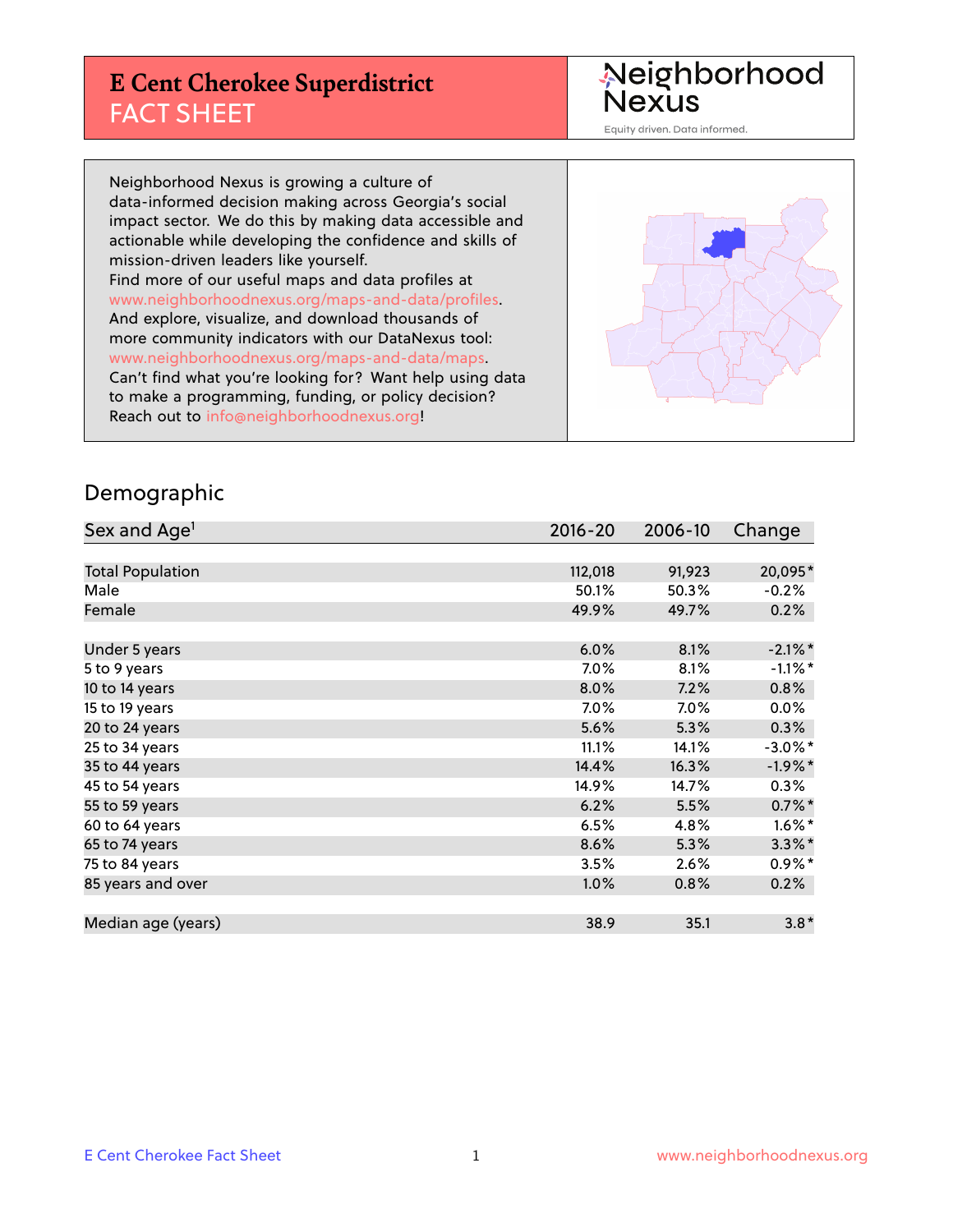# E Cent Cherokee Superdistrict
## FACT SHEET

Neighborhood Nexus
Equity driven. Data informed.

Neighborhood Nexus is growing a culture of data-informed decision making across Georgia's social impact sector. We do this by making data accessible and actionable while developing the confidence and skills of mission-driven leaders like yourself.
Find more of our useful maps and data profiles at www.neighborhoodnexus.org/maps-and-data/profiles.
And explore, visualize, and download thousands of more community indicators with our DataNexus tool: www.neighborhoodnexus.org/maps-and-data/maps.
Can't find what you're looking for? Want help using data to make a programming, funding, or policy decision? Reach out to info@neighborhoodnexus.org!

## Demographic

| Sex and Age[1] | 2016-20 | 2006-10 | Change |
|---|---|---|---|
| Total Population | 112,018 | 91,923 | 20,095* |
| Male | 50.1% | 50.3% | -0.2% |
| Female | 49.9% | 49.7% | 0.2% |
| | | | |
| Under 5 years | 6.0% | 8.1% | -2.1%* |
| 5 to 9 years | 7.0% | 8.1% | -1.1%* |
| 10 to 14 years | 8.0% | 7.2% | 0.8% |
| 15 to 19 years | 7.0% | 7.0% | 0.0% |
| 20 to 24 years | 5.6% | 5.3% | 0.3% |
| 25 to 34 years | 11.1% | 14.1% | -3.0%* |
| 35 to 44 years | 14.4% | 16.3% | -1.9%* |
| 45 to 54 years | 14.9% | 14.7% | 0.3% |
| 55 to 59 years | 6.2% | 5.5% | 0.7%* |
| 60 to 64 years | 6.5% | 4.8% | 1.6%* |
| 65 to 74 years | 8.6% | 5.3% | 3.3%* |
| 75 to 84 years | 3.5% | 2.6% | 0.9%* |
| 85 years and over | 1.0% | 0.8% | 0.2% |
| | | | |
| Median age (years) | 38.9 | 35.1 | 3.8* |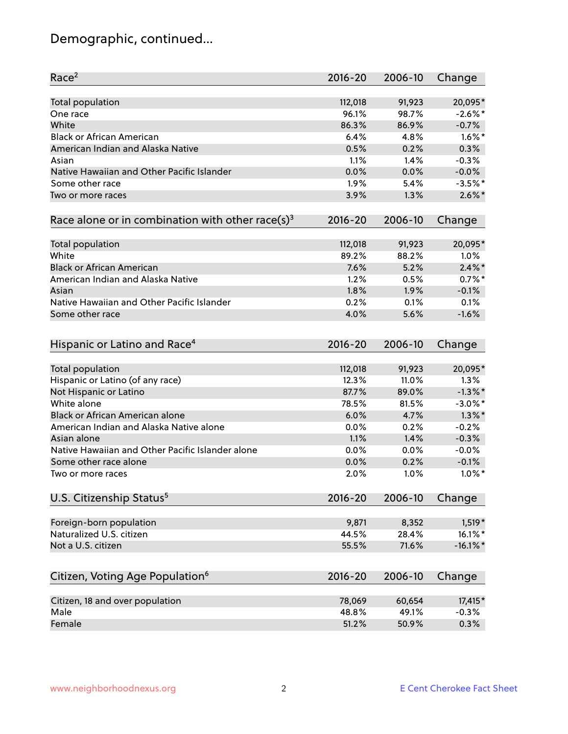# Demographic, continued...

| Race[2] | 2016-20 | 2006-10 | Change |
|---|---|---|---|
| Total population | 112,018 | 91,923 | 20,095* |
| One race | 96.1% | 98.7% | -2.6%* |
| White | 86.3% | 86.9% | -0.7% |
| Black or African American | 6.4% | 4.8% | 1.6%* |
| American Indian and Alaska Native | 0.5% | 0.2% | 0.3% |
| Asian | 1.1% | 1.4% | -0.3% |
| Native Hawaiian and Other Pacific Islander | 0.0% | 0.0% | -0.0% |
| Some other race | 1.9% | 5.4% | -3.5%* |
| Two or more races | 3.9% | 1.3% | 2.6%* |

| Race alone or in combination with other race(s)[3] | 2016-20 | 2006-10 | Change |
|---|---|---|---|
| Total population | 112,018 | 91,923 | 20,095* |
| White | 89.2% | 88.2% | 1.0% |
| Black or African American | 7.6% | 5.2% | 2.4%* |
| American Indian and Alaska Native | 1.2% | 0.5% | 0.7%* |
| Asian | 1.8% | 1.9% | -0.1% |
| Native Hawaiian and Other Pacific Islander | 0.2% | 0.1% | 0.1% |
| Some other race | 4.0% | 5.6% | -1.6% |

| Hispanic or Latino and Race[4] | 2016-20 | 2006-10 | Change |
|---|---|---|---|
| Total population | 112,018 | 91,923 | 20,095* |
| Hispanic or Latino (of any race) | 12.3% | 11.0% | 1.3% |
| Not Hispanic or Latino | 87.7% | 89.0% | -1.3%* |
| White alone | 78.5% | 81.5% | -3.0%* |
| Black or African American alone | 6.0% | 4.7% | 1.3%* |
| American Indian and Alaska Native alone | 0.0% | 0.2% | -0.2% |
| Asian alone | 1.1% | 1.4% | -0.3% |
| Native Hawaiian and Other Pacific Islander alone | 0.0% | 0.0% | -0.0% |
| Some other race alone | 0.0% | 0.2% | -0.1% |
| Two or more races | 2.0% | 1.0% | 1.0%* |

| U.S. Citizenship Status[5] | 2016-20 | 2006-10 | Change |
|---|---|---|---|
| Foreign-born population | 9,871 | 8,352 | 1,519* |
| Naturalized U.S. citizen | 44.5% | 28.4% | 16.1%* |
| Not a U.S. citizen | 55.5% | 71.6% | -16.1%* |

| Citizen, Voting Age Population[6] | 2016-20 | 2006-10 | Change |
|---|---|---|---|
| Citizen, 18 and over population | 78,069 | 60,654 | 17,415* |
| Male | 48.8% | 49.1% | -0.3% |
| Female | 51.2% | 50.9% | 0.3% |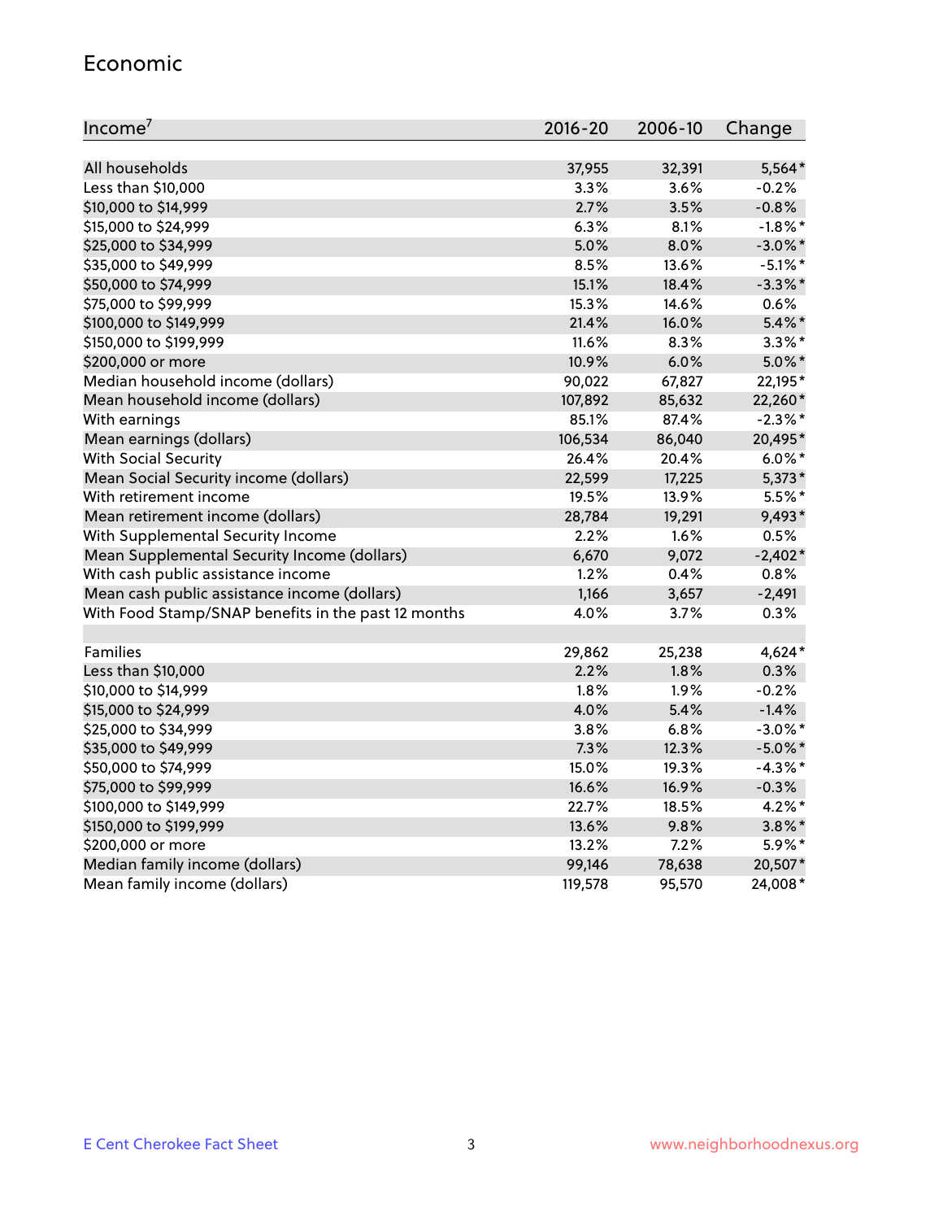## Economic

| Income[7] | 2016-20 | 2006-10 | Change |
|---|---|---|---|
| All households | 37,955 | 32,391 | 5,564* |
| Less than $10,000 | 3.3% | 3.6% | -0.2% |
| $10,000 to $14,999 | 2.7% | 3.5% | -0.8% |
| $15,000 to $24,999 | 6.3% | 8.1% | -1.8%* |
| $25,000 to $34,999 | 5.0% | 8.0% | -3.0%* |
| $35,000 to $49,999 | 8.5% | 13.6% | -5.1%* |
| $50,000 to $74,999 | 15.1% | 18.4% | -3.3%* |
| $75,000 to $99,999 | 15.3% | 14.6% | 0.6% |
| $100,000 to $149,999 | 21.4% | 16.0% | 5.4%* |
| $150,000 to $199,999 | 11.6% | 8.3% | 3.3%* |
| $200,000 or more | 10.9% | 6.0% | 5.0%* |
| Median household income (dollars) | 90,022 | 67,827 | 22,195* |
| Mean household income (dollars) | 107,892 | 85,632 | 22,260* |
| With earnings | 85.1% | 87.4% | -2.3%* |
| Mean earnings (dollars) | 106,534 | 86,040 | 20,495* |
| With Social Security | 26.4% | 20.4% | 6.0%* |
| Mean Social Security income (dollars) | 22,599 | 17,225 | 5,373* |
| With retirement income | 19.5% | 13.9% | 5.5%* |
| Mean retirement income (dollars) | 28,784 | 19,291 | 9,493* |
| With Supplemental Security Income | 2.2% | 1.6% | 0.5% |
| Mean Supplemental Security Income (dollars) | 6,670 | 9,072 | -2,402* |
| With cash public assistance income | 1.2% | 0.4% | 0.8% |
| Mean cash public assistance income (dollars) | 1,166 | 3,657 | -2,491 |
| With Food Stamp/SNAP benefits in the past 12 months | 4.0% | 3.7% | 0.3% |
| | | | |
| Families | 29,862 | 25,238 | 4,624* |
| Less than $10,000 | 2.2% | 1.8% | 0.3% |
| $10,000 to $14,999 | 1.8% | 1.9% | -0.2% |
| $15,000 to $24,999 | 4.0% | 5.4% | -1.4% |
| $25,000 to $34,999 | 3.8% | 6.8% | -3.0%* |
| $35,000 to $49,999 | 7.3% | 12.3% | -5.0%* |
| $50,000 to $74,999 | 15.0% | 19.3% | -4.3%* |
| $75,000 to $99,999 | 16.6% | 16.9% | -0.3% |
| $100,000 to $149,999 | 22.7% | 18.5% | 4.2%* |
| $150,000 to $199,999 | 13.6% | 9.8% | 3.8%* |
| $200,000 or more | 13.2% | 7.2% | 5.9%* |
| Median family income (dollars) | 99,146 | 78,638 | 20,507* |
| Mean family income (dollars) | 119,578 | 95,570 | 24,008* |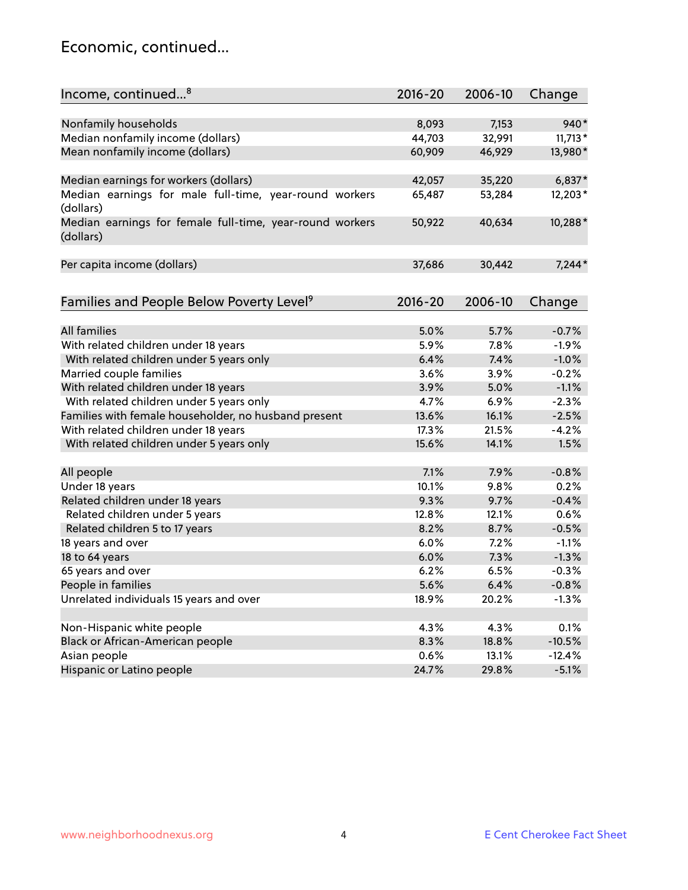## Economic, continued...

| Income, continued...[8] | 2016-20 | 2006-10 | Change |
|---|---|---|---|
| Nonfamily households | 8,093 | 7,153 | 940* |
| Median nonfamily income (dollars) | 44,703 | 32,991 | 11,713* |
| Mean nonfamily income (dollars) | 60,909 | 46,929 | 13,980* |
| Median earnings for workers (dollars) | 42,057 | 35,220 | 6,837* |
| Median earnings for male full-time, year-round workers (dollars) | 65,487 | 53,284 | 12,203* |
| Median earnings for female full-time, year-round workers (dollars) | 50,922 | 40,634 | 10,288* |
| Per capita income (dollars) | 37,686 | 30,442 | 7,244* |

| Families and People Below Poverty Level[9] | 2016-20 | 2006-10 | Change |
|---|---|---|---|
| All families | 5.0% | 5.7% | -0.7% |
| With related children under 18 years | 5.9% | 7.8% | -1.9% |
| With related children under 5 years only | 6.4% | 7.4% | -1.0% |
| Married couple families | 3.6% | 3.9% | -0.2% |
| With related children under 18 years | 3.9% | 5.0% | -1.1% |
| With related children under 5 years only | 4.7% | 6.9% | -2.3% |
| Families with female householder, no husband present | 13.6% | 16.1% | -2.5% |
| With related children under 18 years | 17.3% | 21.5% | -4.2% |
| With related children under 5 years only | 15.6% | 14.1% | 1.5% |
| All people | 7.1% | 7.9% | -0.8% |
| Under 18 years | 10.1% | 9.8% | 0.2% |
| Related children under 18 years | 9.3% | 9.7% | -0.4% |
| Related children under 5 years | 12.8% | 12.1% | 0.6% |
| Related children 5 to 17 years | 8.2% | 8.7% | -0.5% |
| 18 years and over | 6.0% | 7.2% | -1.1% |
| 18 to 64 years | 6.0% | 7.3% | -1.3% |
| 65 years and over | 6.2% | 6.5% | -0.3% |
| People in families | 5.6% | 6.4% | -0.8% |
| Unrelated individuals 15 years and over | 18.9% | 20.2% | -1.3% |
| Non-Hispanic white people | 4.3% | 4.3% | 0.1% |
| Black or African-American people | 8.3% | 18.8% | -10.5% |
| Asian people | 0.6% | 13.1% | -12.4% |
| Hispanic or Latino people | 24.7% | 29.8% | -5.1% |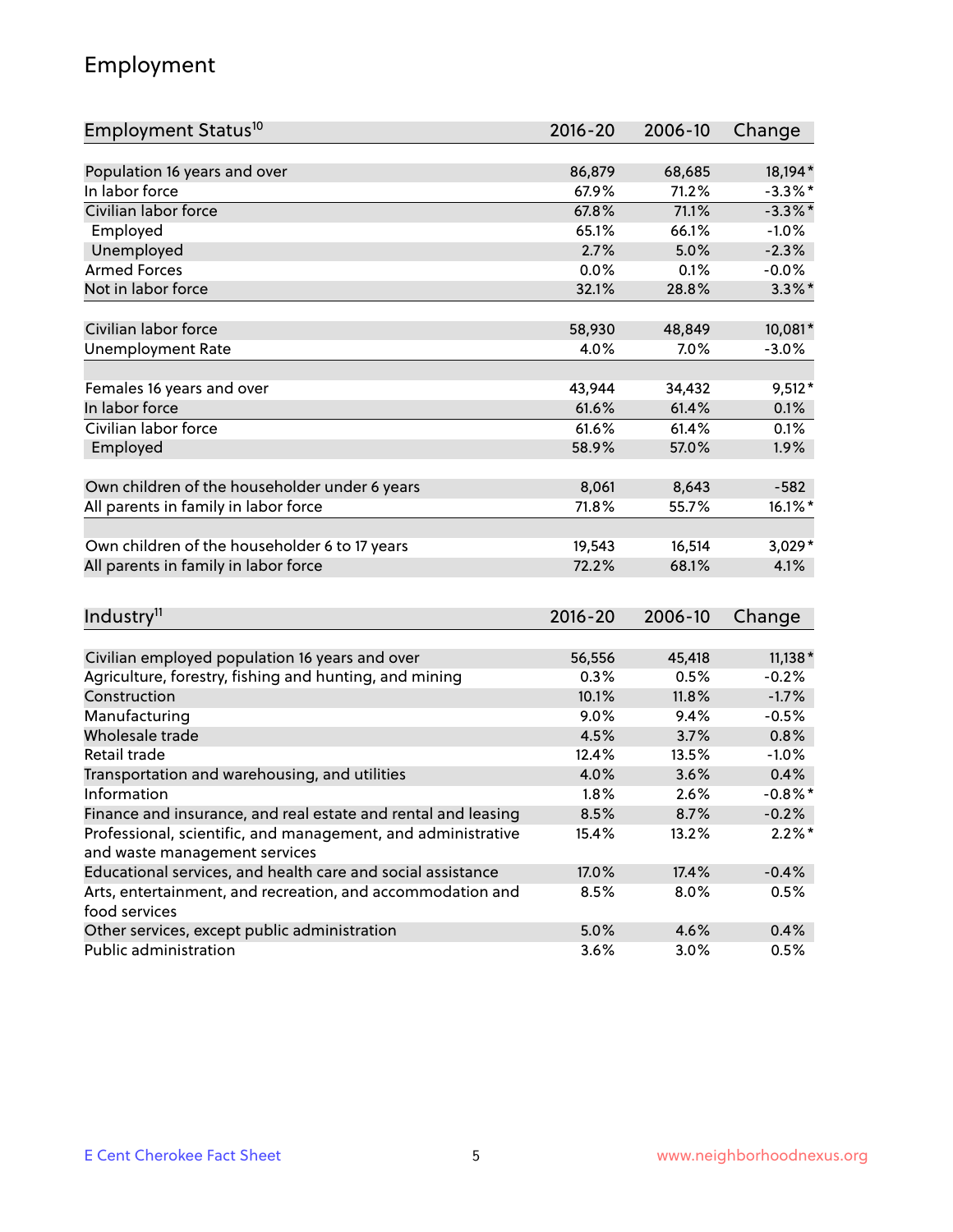# Employment

| Employment Status[10] | 2016-20 | 2006-10 | Change |
|---|---|---|---|
| Population 16 years and over | 86,879 | 68,685 | 18,194* |
| In labor force | 67.9% | 71.2% | -3.3%* |
| Civilian labor force | 67.8% | 71.1% | -3.3%* |
| Employed | 65.1% | 66.1% | -1.0% |
| Unemployed | 2.7% | 5.0% | -2.3% |
| Armed Forces | 0.0% | 0.1% | -0.0% |
| Not in labor force | 32.1% | 28.8% | 3.3%* |
| | | | |
| Civilian labor force | 58,930 | 48,849 | 10,081* |
| Unemployment Rate | 4.0% | 7.0% | -3.0% |
| | | | |
| Females 16 years and over | 43,944 | 34,432 | 9,512* |
| In labor force | 61.6% | 61.4% | 0.1% |
| Civilian labor force | 61.6% | 61.4% | 0.1% |
| Employed | 58.9% | 57.0% | 1.9% |
| | | | |
| Own children of the householder under 6 years | 8,061 | 8,643 | -582 |
| All parents in family in labor force | 71.8% | 55.7% | 16.1%* |
| | | | |
| Own children of the householder 6 to 17 years | 19,543 | 16,514 | 3,029* |
| All parents in family in labor force | 72.2% | 68.1% | 4.1% |

| Industry[11] | 2016-20 | 2006-10 | Change |
|---|---|---|---|
| Civilian employed population 16 years and over | 56,556 | 45,418 | 11,138* |
| Agriculture, forestry, fishing and hunting, and mining | 0.3% | 0.5% | -0.2% |
| Construction | 10.1% | 11.8% | -1.7% |
| Manufacturing | 9.0% | 9.4% | -0.5% |
| Wholesale trade | 4.5% | 3.7% | 0.8% |
| Retail trade | 12.4% | 13.5% | -1.0% |
| Transportation and warehousing, and utilities | 4.0% | 3.6% | 0.4% |
| Information | 1.8% | 2.6% | -0.8%* |
| Finance and insurance, and real estate and rental and leasing | 8.5% | 8.7% | -0.2% |
| Professional, scientific, and management, and administrative and waste management services | 15.4% | 13.2% | 2.2%* |
| Educational services, and health care and social assistance | 17.0% | 17.4% | -0.4% |
| Arts, entertainment, and recreation, and accommodation and food services | 8.5% | 8.0% | 0.5% |
| Other services, except public administration | 5.0% | 4.6% | 0.4% |
| Public administration | 3.6% | 3.0% | 0.5% |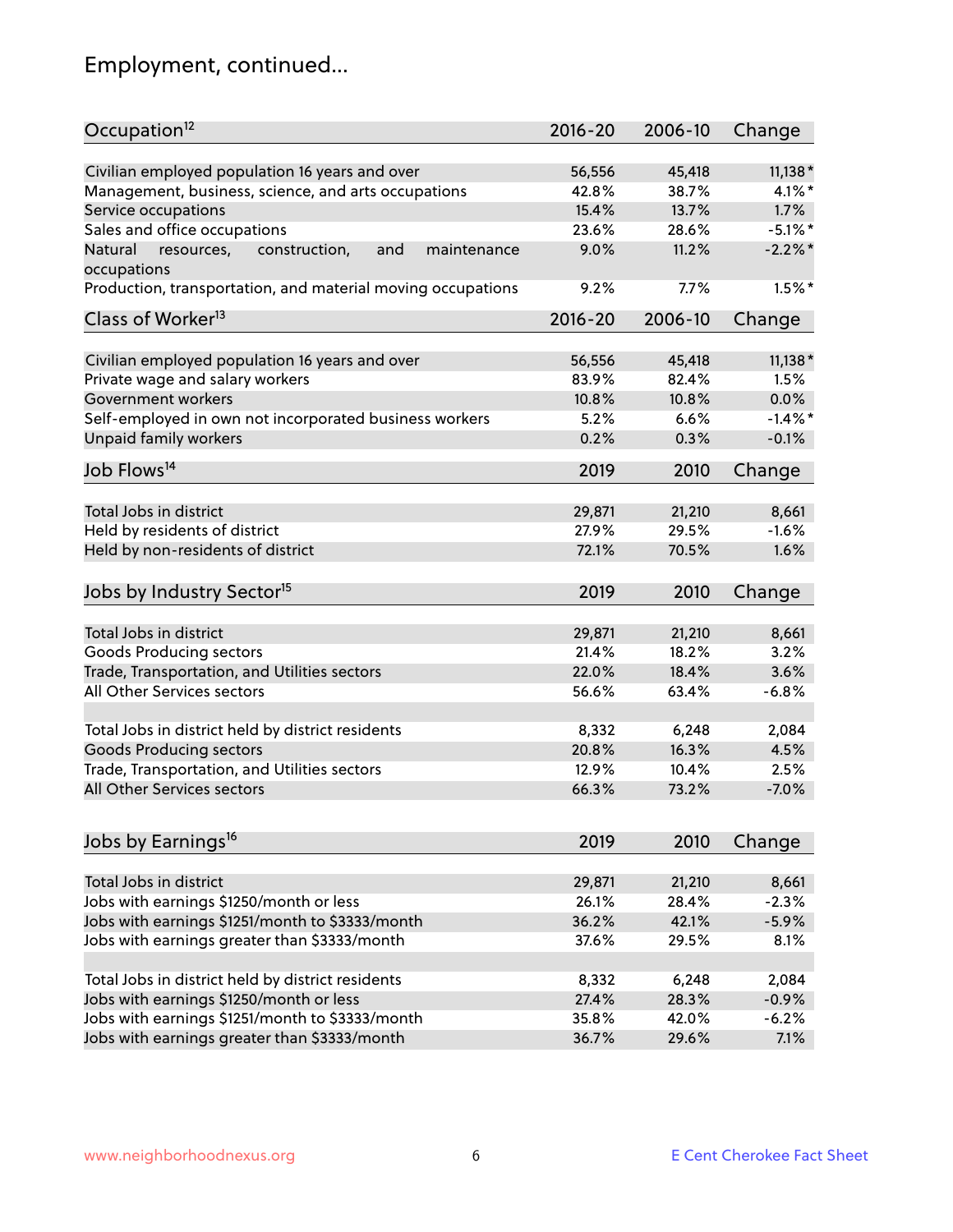# Employment, continued...

| Occupation[12] | 2016-20 | 2006-10 | Change |
|---|---|---|---|
| Civilian employed population 16 years and over | 56,556 | 45,418 | 11,138* |
| Management, business, science, and arts occupations | 42.8% | 38.7% | 4.1%* |
| Service occupations | 15.4% | 13.7% | 1.7% |
| Sales and office occupations | 23.6% | 28.6% | -5.1%* |
| Natural resources, construction, and maintenance occupations | 9.0% | 11.2% | -2.2%* |
| Production, transportation, and material moving occupations | 9.2% | 7.7% | 1.5%* |

| Class of Worker[13] | 2016-20 | 2006-10 | Change |
|---|---|---|---|
| Civilian employed population 16 years and over | 56,556 | 45,418 | 11,138* |
| Private wage and salary workers | 83.9% | 82.4% | 1.5% |
| Government workers | 10.8% | 10.8% | 0.0% |
| Self-employed in own not incorporated business workers | 5.2% | 6.6% | -1.4%* |
| Unpaid family workers | 0.2% | 0.3% | -0.1% |

| Job Flows[14] | 2019 | 2010 | Change |
|---|---|---|---|
| Total Jobs in district | 29,871 | 21,210 | 8,661 |
| Held by residents of district | 27.9% | 29.5% | -1.6% |
| Held by non-residents of district | 72.1% | 70.5% | 1.6% |

| Jobs by Industry Sector[15] | 2019 | 2010 | Change |
|---|---|---|---|
| Total Jobs in district | 29,871 | 21,210 | 8,661 |
| Goods Producing sectors | 21.4% | 18.2% | 3.2% |
| Trade, Transportation, and Utilities sectors | 22.0% | 18.4% | 3.6% |
| All Other Services sectors | 56.6% | 63.4% | -6.8% |
| | | | |
| Total Jobs in district held by district residents | 8,332 | 6,248 | 2,084 |
| Goods Producing sectors | 20.8% | 16.3% | 4.5% |
| Trade, Transportation, and Utilities sectors | 12.9% | 10.4% | 2.5% |
| All Other Services sectors | 66.3% | 73.2% | -7.0% |

| Jobs by Earnings[16] | 2019 | 2010 | Change |
|---|---|---|---|
| Total Jobs in district | 29,871 | 21,210 | 8,661 |
| Jobs with earnings $1250/month or less | 26.1% | 28.4% | -2.3% |
| Jobs with earnings $1251/month to $3333/month | 36.2% | 42.1% | -5.9% |
| Jobs with earnings greater than $3333/month | 37.6% | 29.5% | 8.1% |
| | | | |
| Total Jobs in district held by district residents | 8,332 | 6,248 | 2,084 |
| Jobs with earnings $1250/month or less | 27.4% | 28.3% | -0.9% |
| Jobs with earnings $1251/month to $3333/month | 35.8% | 42.0% | -6.2% |
| Jobs with earnings greater than $3333/month | 36.7% | 29.6% | 7.1% |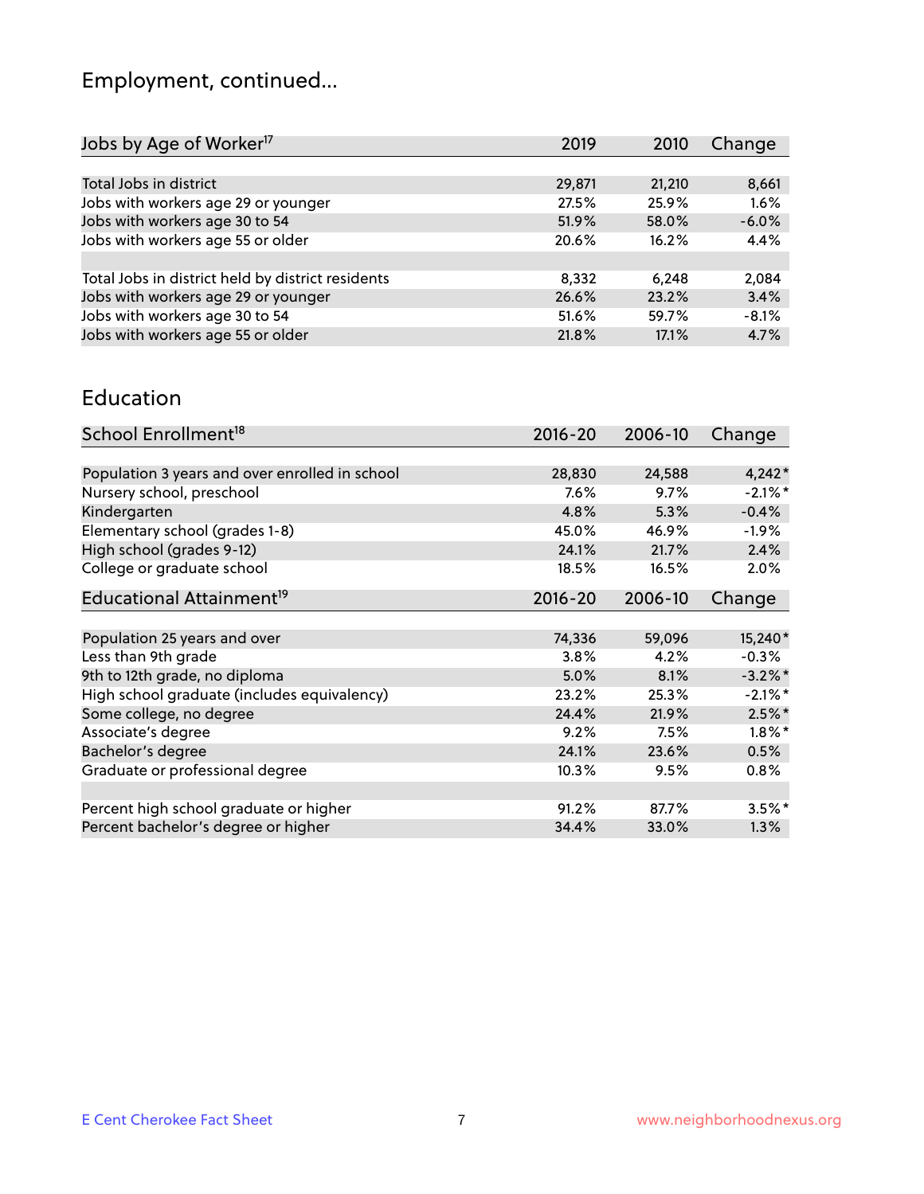# Employment, continued...

| Jobs by Age of Worker[17] | 2019 | 2010 | Change |
|---|---|---|---|
| Total Jobs in district | 29,871 | 21,210 | 8,661 |
| Jobs with workers age 29 or younger | 27.5% | 25.9% | 1.6% |
| Jobs with workers age 30 to 54 | 51.9% | 58.0% | -6.0% |
| Jobs with workers age 55 or older | 20.6% | 16.2% | 4.4% |
| | | | |
| Total Jobs in district held by district residents | 8,332 | 6,248 | 2,084 |
| Jobs with workers age 29 or younger | 26.6% | 23.2% | 3.4% |
| Jobs with workers age 30 to 54 | 51.6% | 59.7% | -8.1% |
| Jobs with workers age 55 or older | 21.8% | 17.1% | 4.7% |

# Education

| School Enrollment[18] | 2016-20 | 2006-10 | Change |
|---|---|---|---|
| Population 3 years and over enrolled in school | 28,830 | 24,588 | 4,242* |
| Nursery school, preschool | 7.6% | 9.7% | -2.1%* |
| Kindergarten | 4.8% | 5.3% | -0.4% |
| Elementary school (grades 1-8) | 45.0% | 46.9% | -1.9% |
| High school (grades 9-12) | 24.1% | 21.7% | 2.4% |
| College or graduate school | 18.5% | 16.5% | 2.0% |

| Educational Attainment[19] | 2016-20 | 2006-10 | Change |
|---|---|---|---|
| Population 25 years and over | 74,336 | 59,096 | 15,240* |
| Less than 9th grade | 3.8% | 4.2% | -0.3% |
| 9th to 12th grade, no diploma | 5.0% | 8.1% | -3.2%* |
| High school graduate (includes equivalency) | 23.2% | 25.3% | -2.1%* |
| Some college, no degree | 24.4% | 21.9% | 2.5%* |
| Associate's degree | 9.2% | 7.5% | 1.8%* |
| Bachelor's degree | 24.1% | 23.6% | 0.5% |
| Graduate or professional degree | 10.3% | 9.5% | 0.8% |
| | | | |
| Percent high school graduate or higher | 91.2% | 87.7% | 3.5%* |
| Percent bachelor's degree or higher | 34.4% | 33.0% | 1.3% |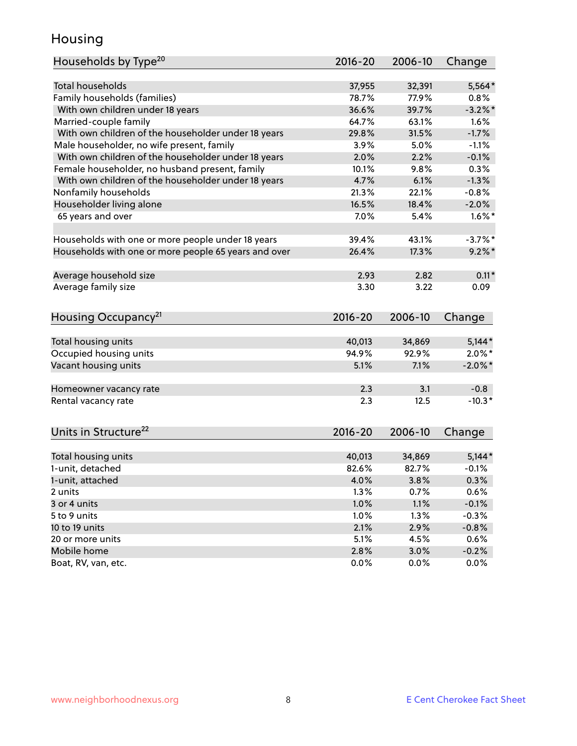# Housing

| Households by Type[20] | 2016-20 | 2006-10 | Change |
|---|---|---|---|
| Total households | 37,955 | 32,391 | 5,564* |
| Family households (families) | 78.7% | 77.9% | 0.8% |
| With own children under 18 years | 36.6% | 39.7% | -3.2%* |
| Married-couple family | 64.7% | 63.1% | 1.6% |
| With own children of the householder under 18 years | 29.8% | 31.5% | -1.7% |
| Male householder, no wife present, family | 3.9% | 5.0% | -1.1% |
| With own children of the householder under 18 years | 2.0% | 2.2% | -0.1% |
| Female householder, no husband present, family | 10.1% | 9.8% | 0.3% |
| With own children of the householder under 18 years | 4.7% | 6.1% | -1.3% |
| Nonfamily households | 21.3% | 22.1% | -0.8% |
| Householder living alone | 16.5% | 18.4% | -2.0% |
| 65 years and over | 7.0% | 5.4% | 1.6%* |
| | | | |
| Households with one or more people under 18 years | 39.4% | 43.1% | -3.7%* |
| Households with one or more people 65 years and over | 26.4% | 17.3% | 9.2%* |
| | | | |
| Average household size | 2.93 | 2.82 | 0.11* |
| Average family size | 3.30 | 3.22 | 0.09 |

| Housing Occupancy[21] | 2016-20 | 2006-10 | Change |
|---|---|---|---|
| Total housing units | 40,013 | 34,869 | 5,144* |
| Occupied housing units | 94.9% | 92.9% | 2.0%* |
| Vacant housing units | 5.1% | 7.1% | -2.0%* |
| | | | |
| Homeowner vacancy rate | 2.3 | 3.1 | -0.8 |
| Rental vacancy rate | 2.3 | 12.5 | -10.3* |

| Units in Structure[22] | 2016-20 | 2006-10 | Change |
|---|---|---|---|
| Total housing units | 40,013 | 34,869 | 5,144* |
| 1-unit, detached | 82.6% | 82.7% | -0.1% |
| 1-unit, attached | 4.0% | 3.8% | 0.3% |
| 2 units | 1.3% | 0.7% | 0.6% |
| 3 or 4 units | 1.0% | 1.1% | -0.1% |
| 5 to 9 units | 1.0% | 1.3% | -0.3% |
| 10 to 19 units | 2.1% | 2.9% | -0.8% |
| 20 or more units | 5.1% | 4.5% | 0.6% |
| Mobile home | 2.8% | 3.0% | -0.2% |
| Boat, RV, van, etc. | 0.0% | 0.0% | 0.0% |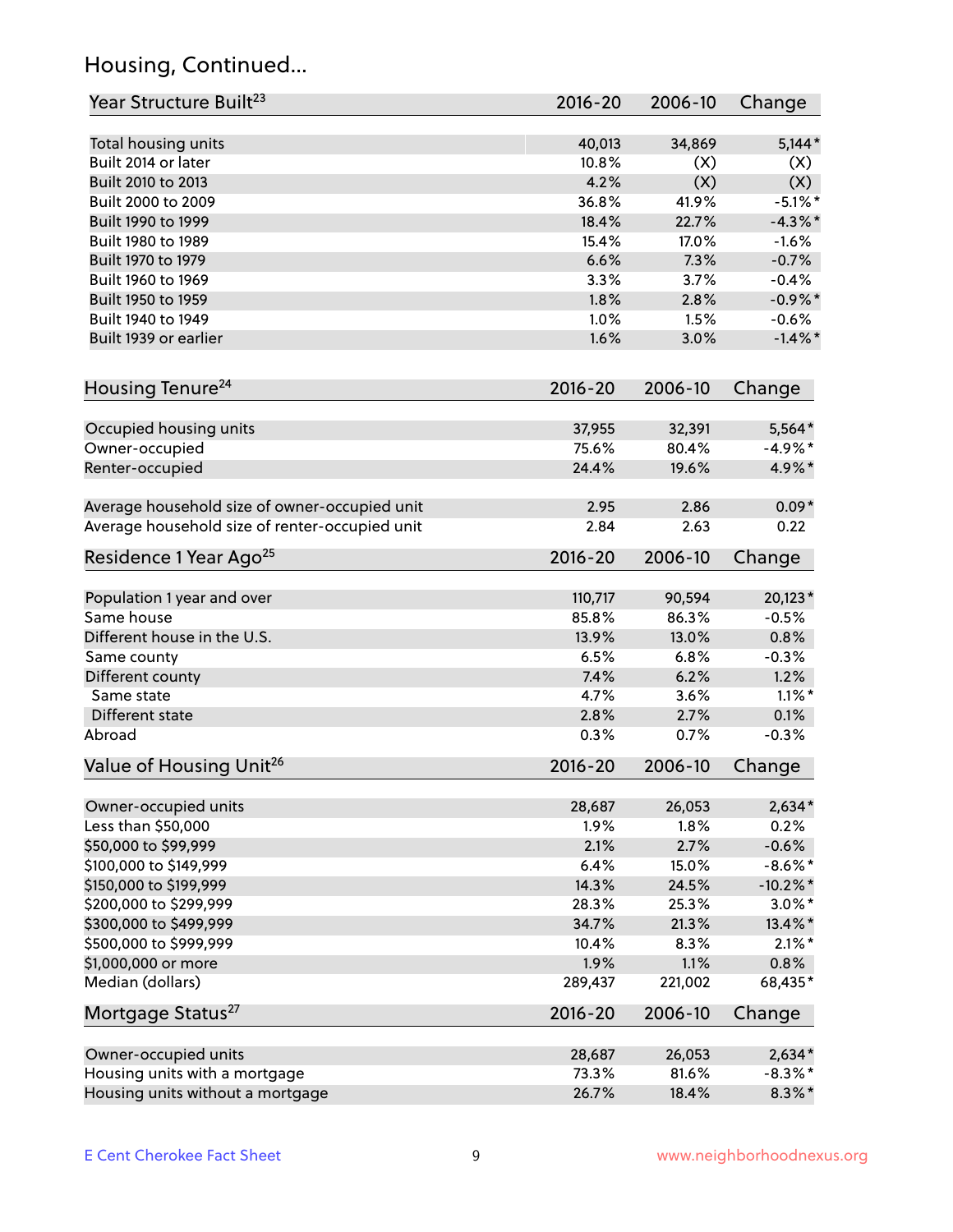## Housing, Continued...

| Year Structure Built[23] | 2016-20 | 2006-10 | Change |
|---|---|---|---|
| Total housing units | 40,013 | 34,869 | 5,144* |
| Built 2014 or later | 10.8% | (X) | (X) |
| Built 2010 to 2013 | 4.2% | (X) | (X) |
| Built 2000 to 2009 | 36.8% | 41.9% | -5.1%* |
| Built 1990 to 1999 | 18.4% | 22.7% | -4.3%* |
| Built 1980 to 1989 | 15.4% | 17.0% | -1.6% |
| Built 1970 to 1979 | 6.6% | 7.3% | -0.7% |
| Built 1960 to 1969 | 3.3% | 3.7% | -0.4% |
| Built 1950 to 1959 | 1.8% | 2.8% | -0.9%* |
| Built 1940 to 1949 | 1.0% | 1.5% | -0.6% |
| Built 1939 or earlier | 1.6% | 3.0% | -1.4%* |

| Housing Tenure[24] | 2016-20 | 2006-10 | Change |
|---|---|---|---|
| Occupied housing units | 37,955 | 32,391 | 5,564* |
| Owner-occupied | 75.6% | 80.4% | -4.9%* |
| Renter-occupied | 24.4% | 19.6% | 4.9%* |
| Average household size of owner-occupied unit | 2.95 | 2.86 | 0.09* |
| Average household size of renter-occupied unit | 2.84 | 2.63 | 0.22 |

| Residence 1 Year Ago[25] | 2016-20 | 2006-10 | Change |
|---|---|---|---|
| Population 1 year and over | 110,717 | 90,594 | 20,123* |
| Same house | 85.8% | 86.3% | -0.5% |
| Different house in the U.S. | 13.9% | 13.0% | 0.8% |
| Same county | 6.5% | 6.8% | -0.3% |
| Different county | 7.4% | 6.2% | 1.2% |
| Same state | 4.7% | 3.6% | 1.1%* |
| Different state | 2.8% | 2.7% | 0.1% |
| Abroad | 0.3% | 0.7% | -0.3% |

| Value of Housing Unit[26] | 2016-20 | 2006-10 | Change |
|---|---|---|---|
| Owner-occupied units | 28,687 | 26,053 | 2,634* |
| Less than $50,000 | 1.9% | 1.8% | 0.2% |
| $50,000 to $99,999 | 2.1% | 2.7% | -0.6% |
| $100,000 to $149,999 | 6.4% | 15.0% | -8.6%* |
| $150,000 to $199,999 | 14.3% | 24.5% | -10.2%* |
| $200,000 to $299,999 | 28.3% | 25.3% | 3.0%* |
| $300,000 to $499,999 | 34.7% | 21.3% | 13.4%* |
| $500,000 to $999,999 | 10.4% | 8.3% | 2.1%* |
| $1,000,000 or more | 1.9% | 1.1% | 0.8% |
| Median (dollars) | 289,437 | 221,002 | 68,435* |

| Mortgage Status[27] | 2016-20 | 2006-10 | Change |
|---|---|---|---|
| Owner-occupied units | 28,687 | 26,053 | 2,634* |
| Housing units with a mortgage | 73.3% | 81.6% | -8.3%* |
| Housing units without a mortgage | 26.7% | 18.4% | 8.3%* |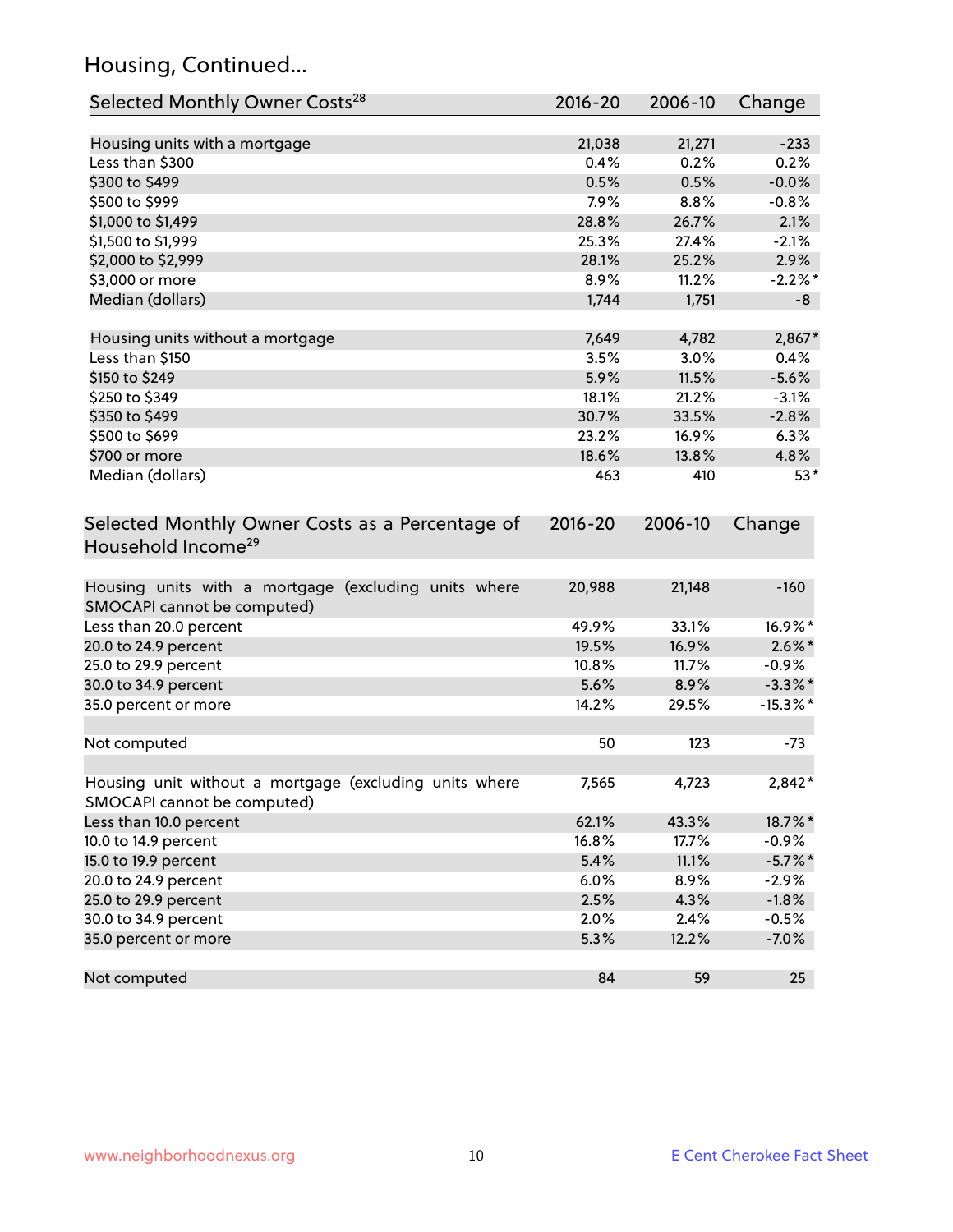## Housing, Continued...

| Selected Monthly Owner Costs[28] | 2016-20 | 2006-10 | Change |
|---|---|---|---|
| Housing units with a mortgage | 21,038 | 21,271 | -233 |
| Less than $300 | 0.4% | 0.2% | 0.2% |
| $300 to $499 | 0.5% | 0.5% | -0.0% |
| $500 to $999 | 7.9% | 8.8% | -0.8% |
| $1,000 to $1,499 | 28.8% | 26.7% | 2.1% |
| $1,500 to $1,999 | 25.3% | 27.4% | -2.1% |
| $2,000 to $2,999 | 28.1% | 25.2% | 2.9% |
| $3,000 or more | 8.9% | 11.2% | -2.2%* |
| Median (dollars) | 1,744 | 1,751 | -8 |
| | | | |
| Housing units without a mortgage | 7,649 | 4,782 | 2,867* |
| Less than $150 | 3.5% | 3.0% | 0.4% |
| $150 to $249 | 5.9% | 11.5% | -5.6% |
| $250 to $349 | 18.1% | 21.2% | -3.1% |
| $350 to $499 | 30.7% | 33.5% | -2.8% |
| $500 to $699 | 23.2% | 16.9% | 6.3% |
| $700 or more | 18.6% | 13.8% | 4.8% |
| Median (dollars) | 463 | 410 | 53* |

| Selected Monthly Owner Costs as a Percentage of Household Income[29] | 2016-20 | 2006-10 | Change |
|---|---|---|---|
| Housing units with a mortgage (excluding units where SMOCAPI cannot be computed) | 20,988 | 21,148 | -160 |
| Less than 20.0 percent | 49.9% | 33.1% | 16.9%* |
| 20.0 to 24.9 percent | 19.5% | 16.9% | 2.6%* |
| 25.0 to 29.9 percent | 10.8% | 11.7% | -0.9% |
| 30.0 to 34.9 percent | 5.6% | 8.9% | -3.3%* |
| 35.0 percent or more | 14.2% | 29.5% | -15.3%* |
| | | | |
| Not computed | 50 | 123 | -73 |
| | | | |
| Housing unit without a mortgage (excluding units where SMOCAPI cannot be computed) | 7,565 | 4,723 | 2,842* |
| Less than 10.0 percent | 62.1% | 43.3% | 18.7%* |
| 10.0 to 14.9 percent | 16.8% | 17.7% | -0.9% |
| 15.0 to 19.9 percent | 5.4% | 11.1% | -5.7%* |
| 20.0 to 24.9 percent | 6.0% | 8.9% | -2.9% |
| 25.0 to 29.9 percent | 2.5% | 4.3% | -1.8% |
| 30.0 to 34.9 percent | 2.0% | 2.4% | -0.5% |
| 35.0 percent or more | 5.3% | 12.2% | -7.0% |
| | | | |
| Not computed | 84 | 59 | 25 |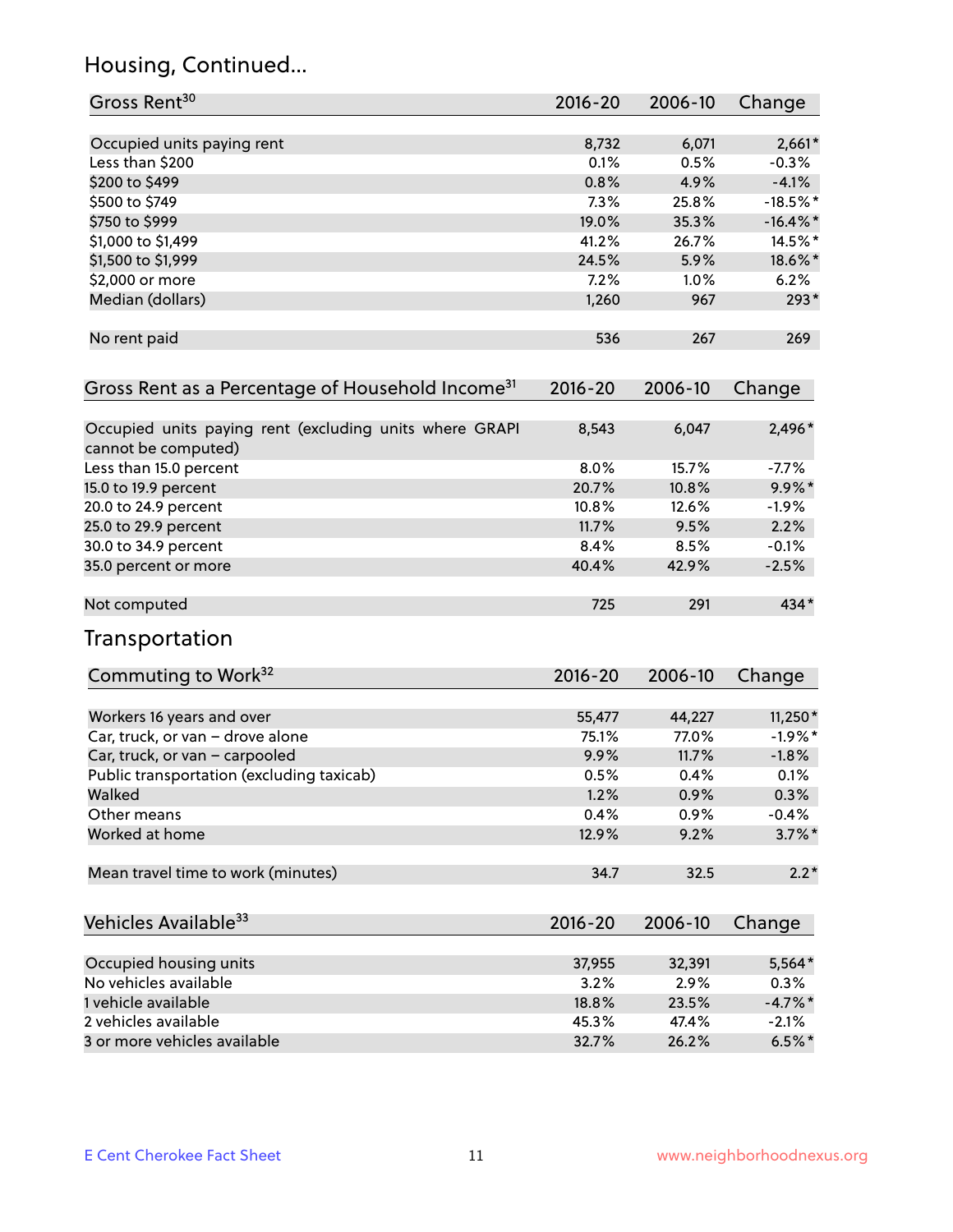## Housing, Continued...

| Gross Rent[30] | 2016-20 | 2006-10 | Change |
|---|---|---|---|
| Occupied units paying rent | 8,732 | 6,071 | 2,661* |
| Less than $200 | 0.1% | 0.5% | -0.3% |
| $200 to $499 | 0.8% | 4.9% | -4.1% |
| $500 to $749 | 7.3% | 25.8% | -18.5%* |
| $750 to $999 | 19.0% | 35.3% | -16.4%* |
| $1,000 to $1,499 | 41.2% | 26.7% | 14.5%* |
| $1,500 to $1,999 | 24.5% | 5.9% | 18.6%* |
| $2,000 or more | 7.2% | 1.0% | 6.2% |
| Median (dollars) | 1,260 | 967 | 293* |
| No rent paid | 536 | 267 | 269 |

| Gross Rent as a Percentage of Household Income[31] | 2016-20 | 2006-10 | Change |
|---|---|---|---|
| Occupied units paying rent (excluding units where GRAPI cannot be computed) | 8,543 | 6,047 | 2,496* |
| Less than 15.0 percent | 8.0% | 15.7% | -7.7% |
| 15.0 to 19.9 percent | 20.7% | 10.8% | 9.9%* |
| 20.0 to 24.9 percent | 10.8% | 12.6% | -1.9% |
| 25.0 to 29.9 percent | 11.7% | 9.5% | 2.2% |
| 30.0 to 34.9 percent | 8.4% | 8.5% | -0.1% |
| 35.0 percent or more | 40.4% | 42.9% | -2.5% |
| Not computed | 725 | 291 | 434* |

## Transportation

| Commuting to Work[32] | 2016-20 | 2006-10 | Change |
|---|---|---|---|
| Workers 16 years and over | 55,477 | 44,227 | 11,250* |
| Car, truck, or van – drove alone | 75.1% | 77.0% | -1.9%* |
| Car, truck, or van – carpooled | 9.9% | 11.7% | -1.8% |
| Public transportation (excluding taxicab) | 0.5% | 0.4% | 0.1% |
| Walked | 1.2% | 0.9% | 0.3% |
| Other means | 0.4% | 0.9% | -0.4% |
| Worked at home | 12.9% | 9.2% | 3.7%* |
| Mean travel time to work (minutes) | 34.7 | 32.5 | 2.2* |

| Vehicles Available[33] | 2016-20 | 2006-10 | Change |
|---|---|---|---|
| Occupied housing units | 37,955 | 32,391 | 5,564* |
| No vehicles available | 3.2% | 2.9% | 0.3% |
| 1 vehicle available | 18.8% | 23.5% | -4.7%* |
| 2 vehicles available | 45.3% | 47.4% | -2.1% |
| 3 or more vehicles available | 32.7% | 26.2% | 6.5%* |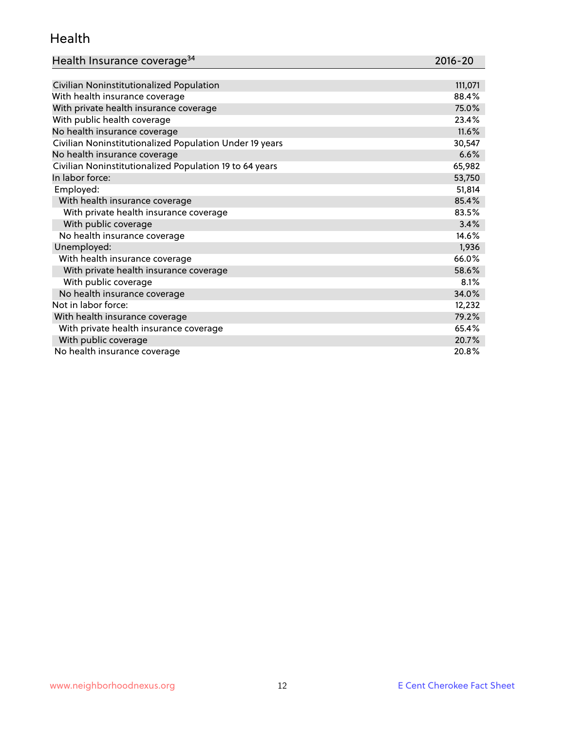## Health

| Health Insurance coverage[34] | 2016-20 |
|---|---|
| Civilian Noninstitutionalized Population | 111,071 |
| With health insurance coverage | 88.4% |
| With private health insurance coverage | 75.0% |
| With public health coverage | 23.4% |
| No health insurance coverage | 11.6% |
| Civilian Noninstitutionalized Population Under 19 years | 30,547 |
| No health insurance coverage | 6.6% |
| Civilian Noninstitutionalized Population 19 to 64 years | 65,982 |
| In labor force: | 53,750 |
| Employed: | 51,814 |
| With health insurance coverage | 85.4% |
| With private health insurance coverage | 83.5% |
| With public coverage | 3.4% |
| No health insurance coverage | 14.6% |
| Unemployed: | 1,936 |
| With health insurance coverage | 66.0% |
| With private health insurance coverage | 58.6% |
| With public coverage | 8.1% |
| No health insurance coverage | 34.0% |
| Not in labor force: | 12,232 |
| With health insurance coverage | 79.2% |
| With private health insurance coverage | 65.4% |
| With public coverage | 20.7% |
| No health insurance coverage | 20.8% |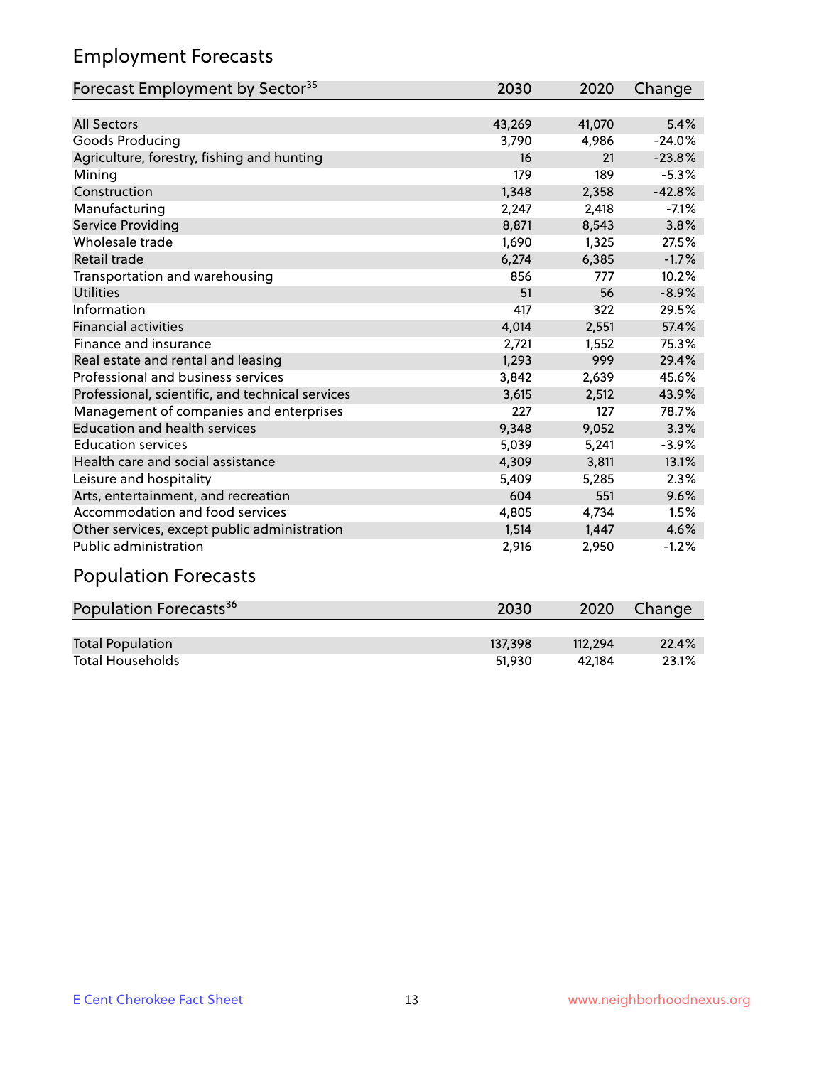## Employment Forecasts

| Forecast Employment by Sector[35] | 2030 | 2020 | Change |
|---|---|---|---|
| All Sectors | 43,269 | 41,070 | 5.4% |
| Goods Producing | 3,790 | 4,986 | -24.0% |
| Agriculture, forestry, fishing and hunting | 16 | 21 | -23.8% |
| Mining | 179 | 189 | -5.3% |
| Construction | 1,348 | 2,358 | -42.8% |
| Manufacturing | 2,247 | 2,418 | -7.1% |
| Service Providing | 8,871 | 8,543 | 3.8% |
| Wholesale trade | 1,690 | 1,325 | 27.5% |
| Retail trade | 6,274 | 6,385 | -1.7% |
| Transportation and warehousing | 856 | 777 | 10.2% |
| Utilities | 51 | 56 | -8.9% |
| Information | 417 | 322 | 29.5% |
| Financial activities | 4,014 | 2,551 | 57.4% |
| Finance and insurance | 2,721 | 1,552 | 75.3% |
| Real estate and rental and leasing | 1,293 | 999 | 29.4% |
| Professional and business services | 3,842 | 2,639 | 45.6% |
| Professional, scientific, and technical services | 3,615 | 2,512 | 43.9% |
| Management of companies and enterprises | 227 | 127 | 78.7% |
| Education and health services | 9,348 | 9,052 | 3.3% |
| Education services | 5,039 | 5,241 | -3.9% |
| Health care and social assistance | 4,309 | 3,811 | 13.1% |
| Leisure and hospitality | 5,409 | 5,285 | 2.3% |
| Arts, entertainment, and recreation | 604 | 551 | 9.6% |
| Accommodation and food services | 4,805 | 4,734 | 1.5% |
| Other services, except public administration | 1,514 | 1,447 | 4.6% |
| Public administration | 2,916 | 2,950 | -1.2% |

## Population Forecasts

| Population Forecasts[36] | 2030 | 2020 | Change |
|---|---|---|---|
| Total Population | 137,398 | 112,294 | 22.4% |
| Total Households | 51,930 | 42,184 | 23.1% |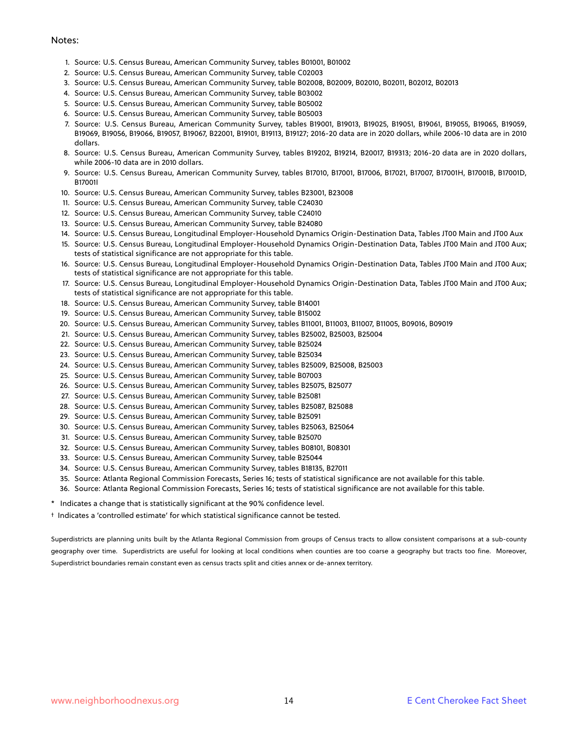Notes:

1. Source: U.S. Census Bureau, American Community Survey, tables B01001, B01002
2. Source: U.S. Census Bureau, American Community Survey, table C02003
3. Source: U.S. Census Bureau, American Community Survey, table B02008, B02009, B02010, B02011, B02012, B02013
4. Source: U.S. Census Bureau, American Community Survey, table B03002
5. Source: U.S. Census Bureau, American Community Survey, table B05002
6. Source: U.S. Census Bureau, American Community Survey, table B05003
7. Source: U.S. Census Bureau, American Community Survey, tables B19001, B19013, B19025, B19051, B19061, B19055, B19065, B19059, B19069, B19056, B19066, B19057, B19067, B22001, B19101, B19113, B19127; 2016-20 data are in 2020 dollars, while 2006-10 data are in 2010 dollars.
8. Source: U.S. Census Bureau, American Community Survey, tables B19202, B19214, B20017, B19313; 2016-20 data are in 2020 dollars, while 2006-10 data are in 2010 dollars.
9. Source: U.S. Census Bureau, American Community Survey, tables B17010, B17001, B17006, B17021, B17007, B17001H, B17001B, B17001D, B17001I
10. Source: U.S. Census Bureau, American Community Survey, tables B23001, B23008
11. Source: U.S. Census Bureau, American Community Survey, table C24030
12. Source: U.S. Census Bureau, American Community Survey, table C24010
13. Source: U.S. Census Bureau, American Community Survey, table B24080
14. Source: U.S. Census Bureau, Longitudinal Employer-Household Dynamics Origin-Destination Data, Tables JT00 Main and JT00 Aux
15. Source: U.S. Census Bureau, Longitudinal Employer-Household Dynamics Origin-Destination Data, Tables JT00 Main and JT00 Aux; tests of statistical significance are not appropriate for this table.
16. Source: U.S. Census Bureau, Longitudinal Employer-Household Dynamics Origin-Destination Data, Tables JT00 Main and JT00 Aux; tests of statistical significance are not appropriate for this table.
17. Source: U.S. Census Bureau, Longitudinal Employer-Household Dynamics Origin-Destination Data, Tables JT00 Main and JT00 Aux; tests of statistical significance are not appropriate for this table.
18. Source: U.S. Census Bureau, American Community Survey, table B14001
19. Source: U.S. Census Bureau, American Community Survey, table B15002
20. Source: U.S. Census Bureau, American Community Survey, tables B11001, B11003, B11007, B11005, B09016, B09019
21. Source: U.S. Census Bureau, American Community Survey, tables B25002, B25003, B25004
22. Source: U.S. Census Bureau, American Community Survey, table B25024
23. Source: U.S. Census Bureau, American Community Survey, table B25034
24. Source: U.S. Census Bureau, American Community Survey, tables B25009, B25008, B25003
25. Source: U.S. Census Bureau, American Community Survey, table B07003
26. Source: U.S. Census Bureau, American Community Survey, tables B25075, B25077
27. Source: U.S. Census Bureau, American Community Survey, table B25081
28. Source: U.S. Census Bureau, American Community Survey, tables B25087, B25088
29. Source: U.S. Census Bureau, American Community Survey, table B25091
30. Source: U.S. Census Bureau, American Community Survey, tables B25063, B25064
31. Source: U.S. Census Bureau, American Community Survey, table B25070
32. Source: U.S. Census Bureau, American Community Survey, tables B08101, B08301
33. Source: U.S. Census Bureau, American Community Survey, table B25044
34. Source: U.S. Census Bureau, American Community Survey, tables B18135, B27011
35. Source: Atlanta Regional Commission Forecasts, Series 16; tests of statistical significance are not available for this table.
36. Source: Atlanta Regional Commission Forecasts, Series 16; tests of statistical significance are not available for this table.

\* Indicates a change that is statistically significant at the 90% confidence level.

† Indicates a 'controlled estimate' for which statistical significance cannot be tested.

Superdistricts are planning units built by the Atlanta Regional Commission from groups of Census tracts to allow consistent comparisons at a sub-county geography over time. Superdistricts are useful for looking at local conditions when counties are too coarse a geography but tracts too fine. Moreover, Superdistrict boundaries remain constant even as census tracts split and cities annex or de-annex territory.